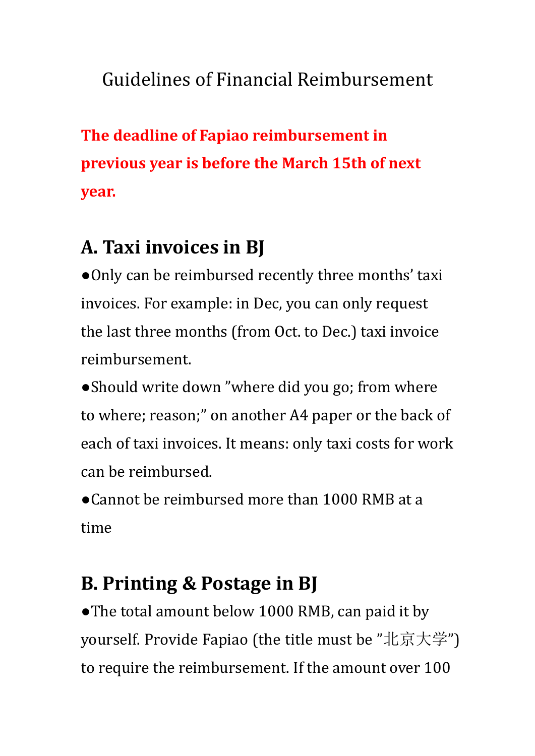# Guidelines of Financial Reimbursement

**The deadline of Fapiao reimbursement in previous year is before the March 15th of next year.**

## A. Taxi invoices in BJ

●Only can be reimbursed recently three months' taxi invoices. For example: in Dec, you can only request the last three months (from Oct. to Dec.) taxi invoice reimbursement.

●Should write down "where did you go; from where to where; reason;" on another A4 paper or the back of each of taxi invoices. It means: only taxi costs for work can be reimbursed.

●Cannot be reimbursed more than 1000 RMB at a time

## B. Printing & Postage in BJ

●The total amount below 1000 RMB, can paid it by yourself. Provide Fapiao (the title must be "北京大学") to require the reimbursement. If the amount over 100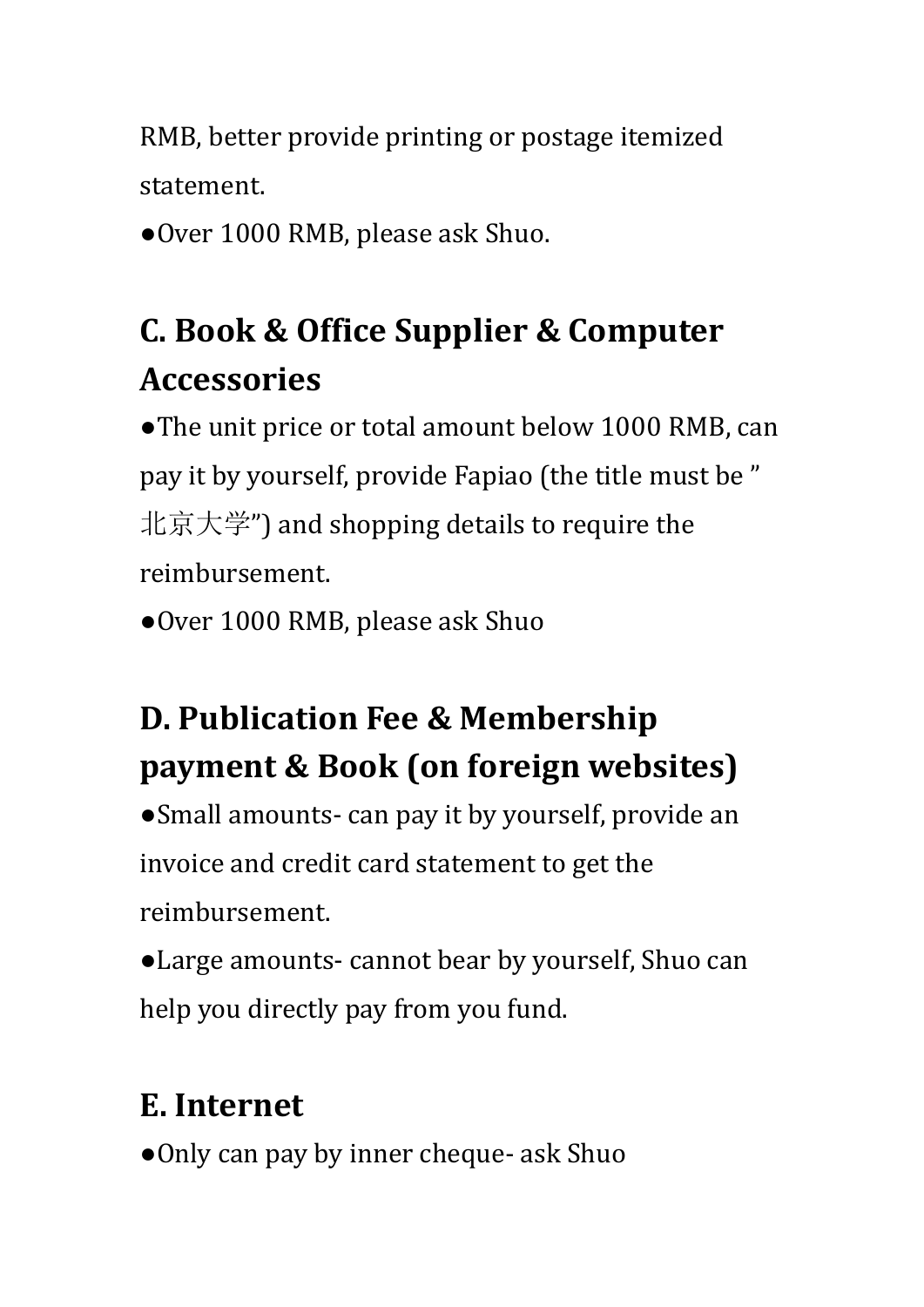RMB, better provide printing or postage itemized statement.

●Over 1000 RMB, please ask Shuo.

## C. Book & Office Supplier & Computer Accessories

●The unit price or total amount below 1000 RMB, can pay it by yourself, provide Fapiao (the title must be "北京大学") and shopping details to require the reimbursement.

●Over 1000 RMB, please ask Shuo

## D. Publication Fee & Membership payment & Book (on foreign websites)

●Small amounts- can pay it by yourself, provide an invoice and credit card statement to get the reimbursement.

●Large amounts- cannot bear by yourself, Shuo can help you directly pay from you fund.

## E. Internet

●Only can pay by inner cheque- ask Shuo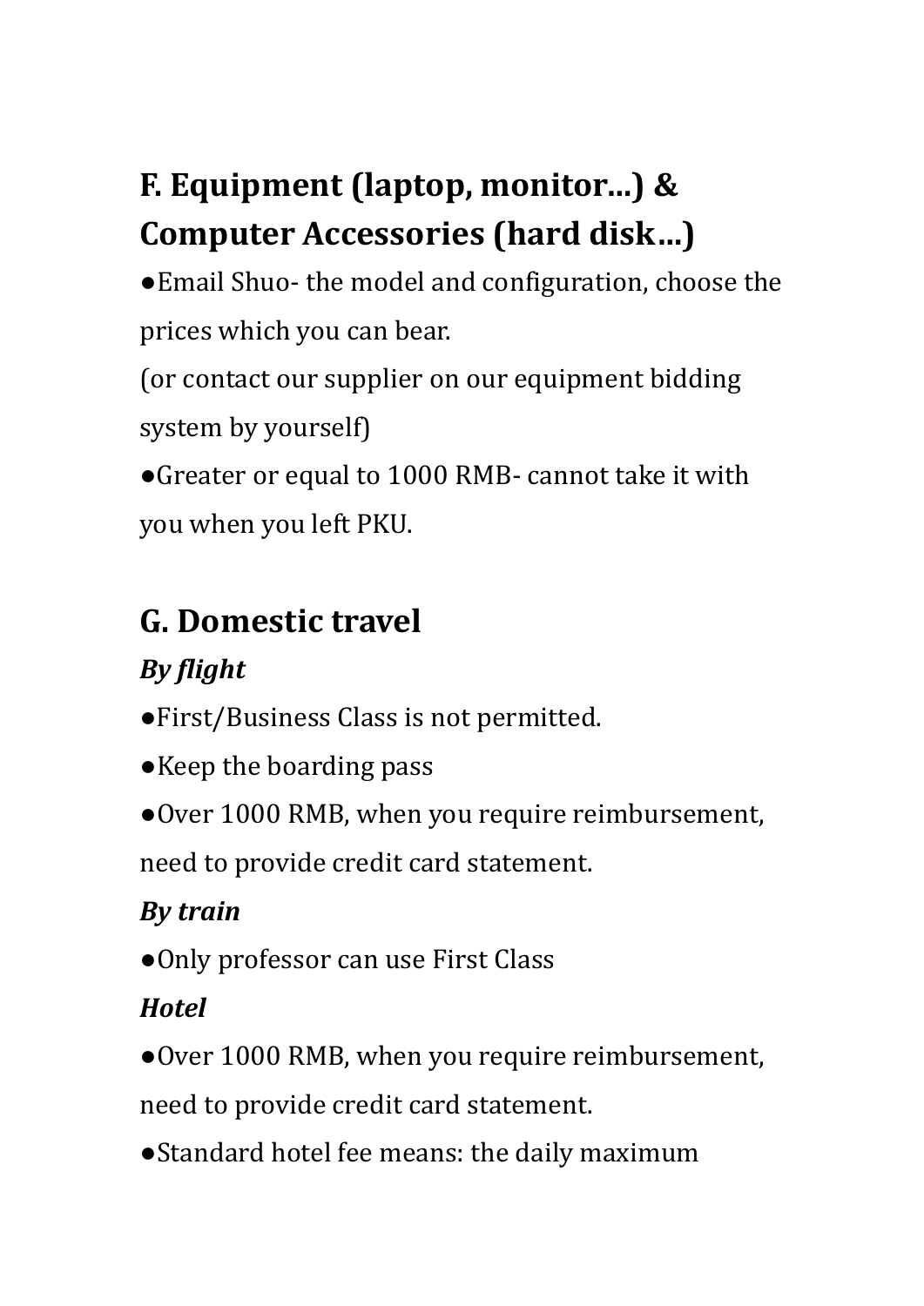## F. Equipment (laptop, monitor...) & Computer Accessories (hard disk…)

- Email Shuo- the model and configuration, choose the prices which you can bear.

  (or contact our supplier on our equipment bidding system by yourself)
- Greater or equal to 1000 RMB- cannot take it with you when you left PKU.

## G. Domestic travel

***By flight***

- First/Business Class is not permitted.
- Keep the boarding pass
- Over 1000 RMB, when you require reimbursement, need to provide credit card statement.

***By train***

- Only professor can use First Class

***Hotel***

- Over 1000 RMB, when you require reimbursement, need to provide credit card statement.
- Standard hotel fee means: the daily maximum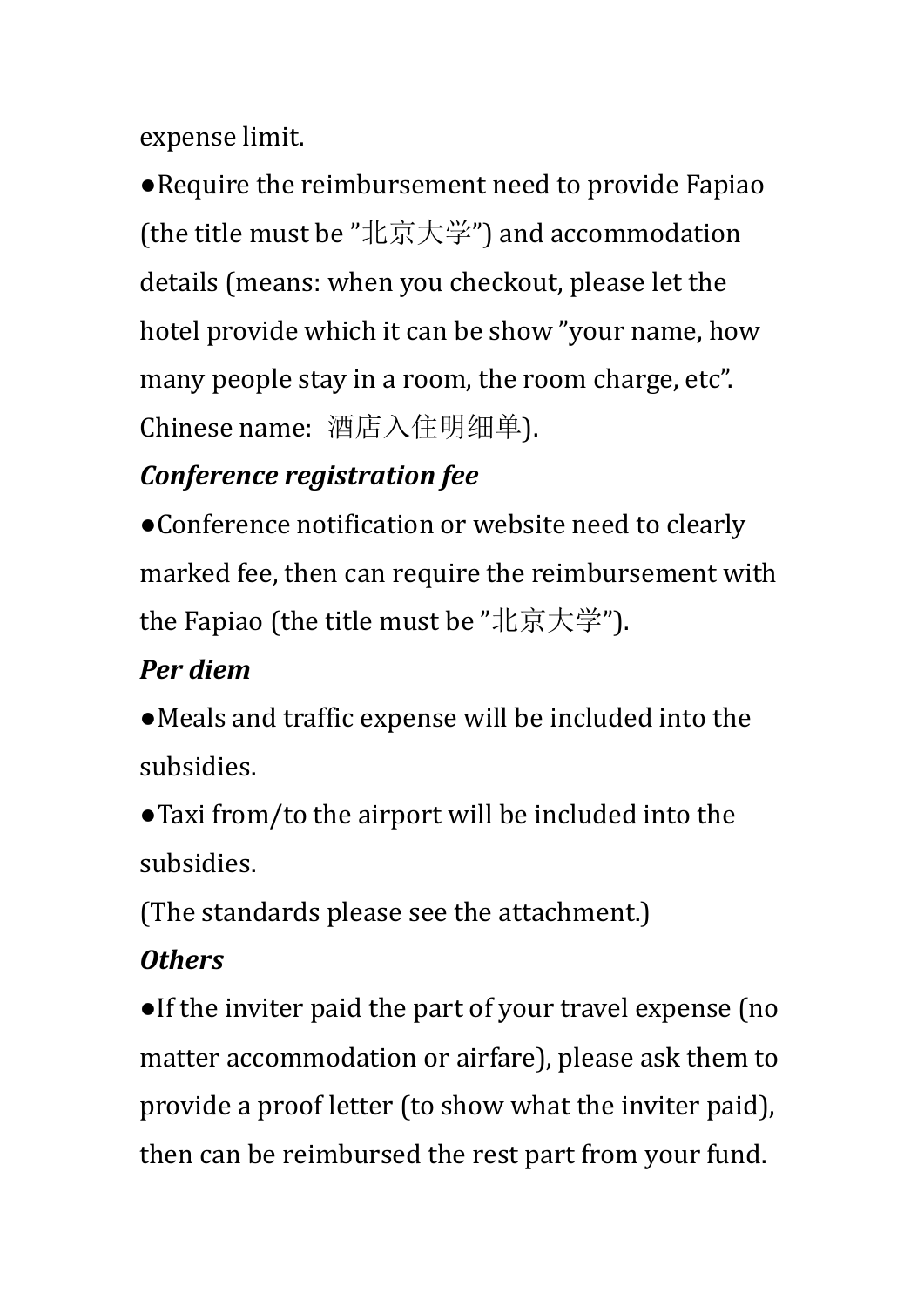expense limit.

●Require the reimbursement need to provide Fapiao (the title must be "北京大学") and accommodation details (means: when you checkout, please let the hotel provide which it can be show "your name, how many people stay in a room, the room charge, etc". Chinese name: 酒店入住明细单).

***Conference registration fee***

●Conference notification or website need to clearly marked fee, then can require the reimbursement with the Fapiao (the title must be "北京大学").

***Per diem***

●Meals and traffic expense will be included into the subsidies.

●Taxi from/to the airport will be included into the subsidies.

(The standards please see the attachment.)

***Others***

●If the inviter paid the part of your travel expense (no matter accommodation or airfare), please ask them to provide a proof letter (to show what the inviter paid), then can be reimbursed the rest part from your fund.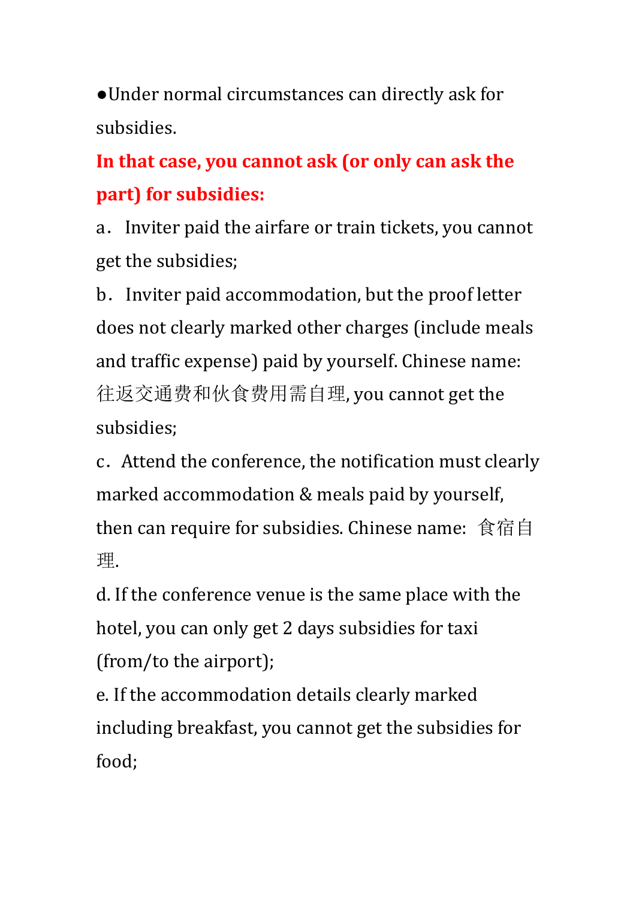●Under normal circumstances can directly ask for subsidies.

**In that case, you cannot ask (or only can ask the part) for subsidies:**

a． Inviter paid the airfare or train tickets, you cannot get the subsidies;

b． Inviter paid accommodation, but the proof letter does not clearly marked other charges (include meals and traffic expense) paid by yourself. Chinese name: 往返交通费和伙食费用需自理, you cannot get the subsidies;

c．Attend the conference, the notification must clearly marked accommodation & meals paid by yourself, then can require for subsidies. Chinese name: 食宿自理.

d. If the conference venue is the same place with the hotel, you can only get 2 days subsidies for taxi (from/to the airport);

e. If the accommodation details clearly marked including breakfast, you cannot get the subsidies for food;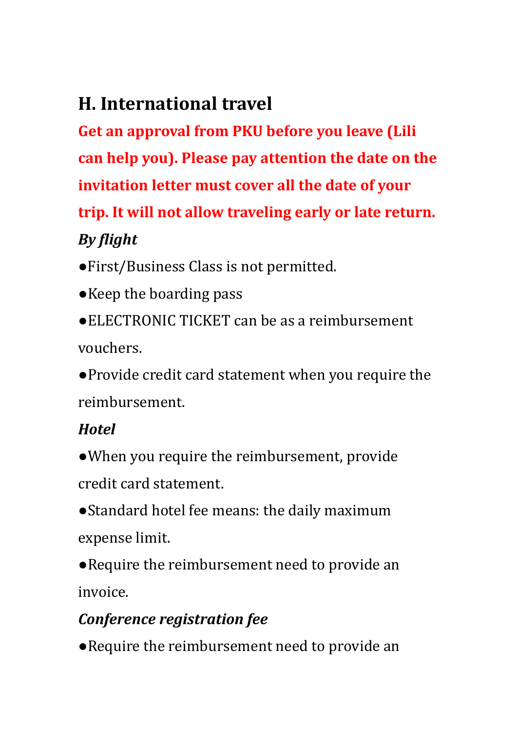## H. International travel

**Get an approval from PKU before you leave (Lili can help you). Please pay attention the date on the invitation letter must cover all the date of your trip. It will not allow traveling early or late return.**

***By flight***

- First/Business Class is not permitted.
- Keep the boarding pass
- ELECTRONIC TICKET can be as a reimbursement vouchers.
- Provide credit card statement when you require the reimbursement.

***Hotel***

- When you require the reimbursement, provide credit card statement.
- Standard hotel fee means: the daily maximum expense limit.
- Require the reimbursement need to provide an invoice.

***Conference registration fee***

- Require the reimbursement need to provide an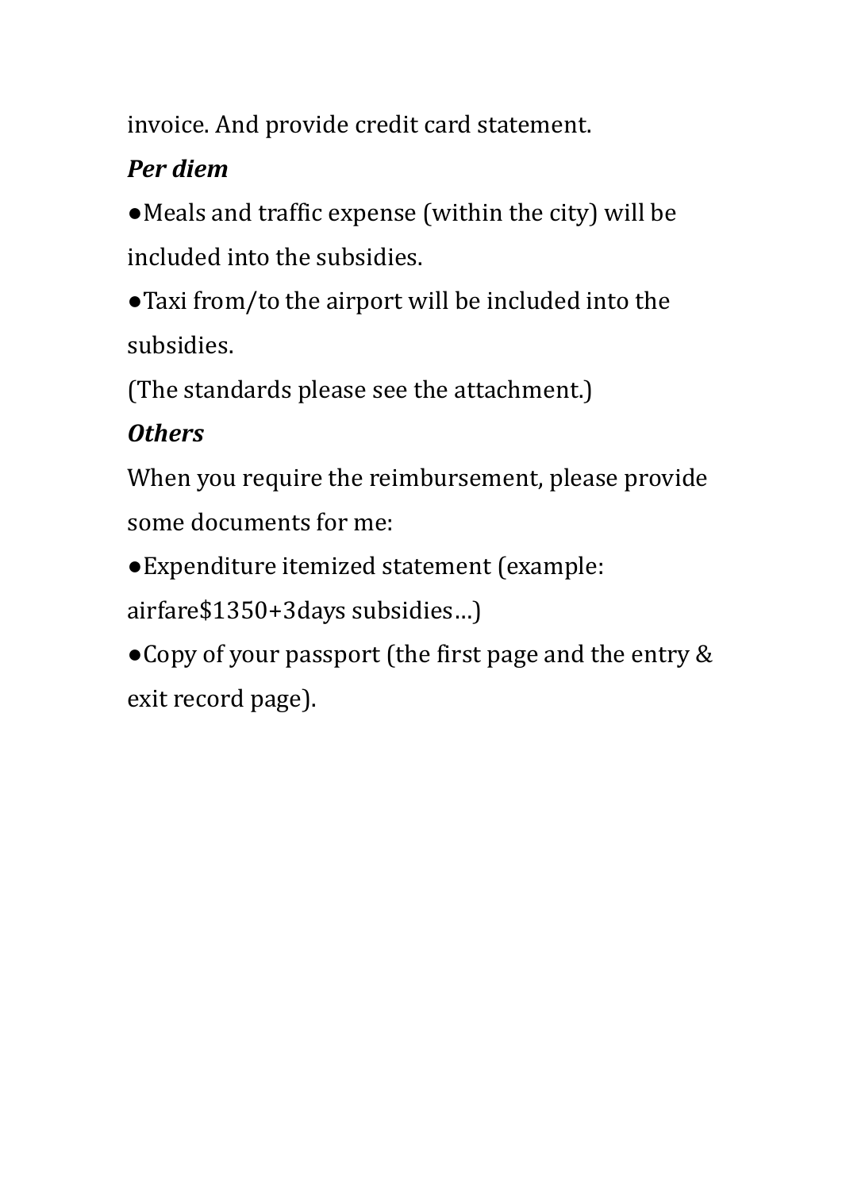invoice. And provide credit card statement.

***Per diem***

●Meals and traffic expense (within the city) will be included into the subsidies.

●Taxi from/to the airport will be included into the subsidies.

(The standards please see the attachment.)

***Others***

When you require the reimbursement, please provide some documents for me:

●Expenditure itemized statement (example: airfare$1350+3days subsidies…)

●Copy of your passport (the first page and the entry & exit record page).